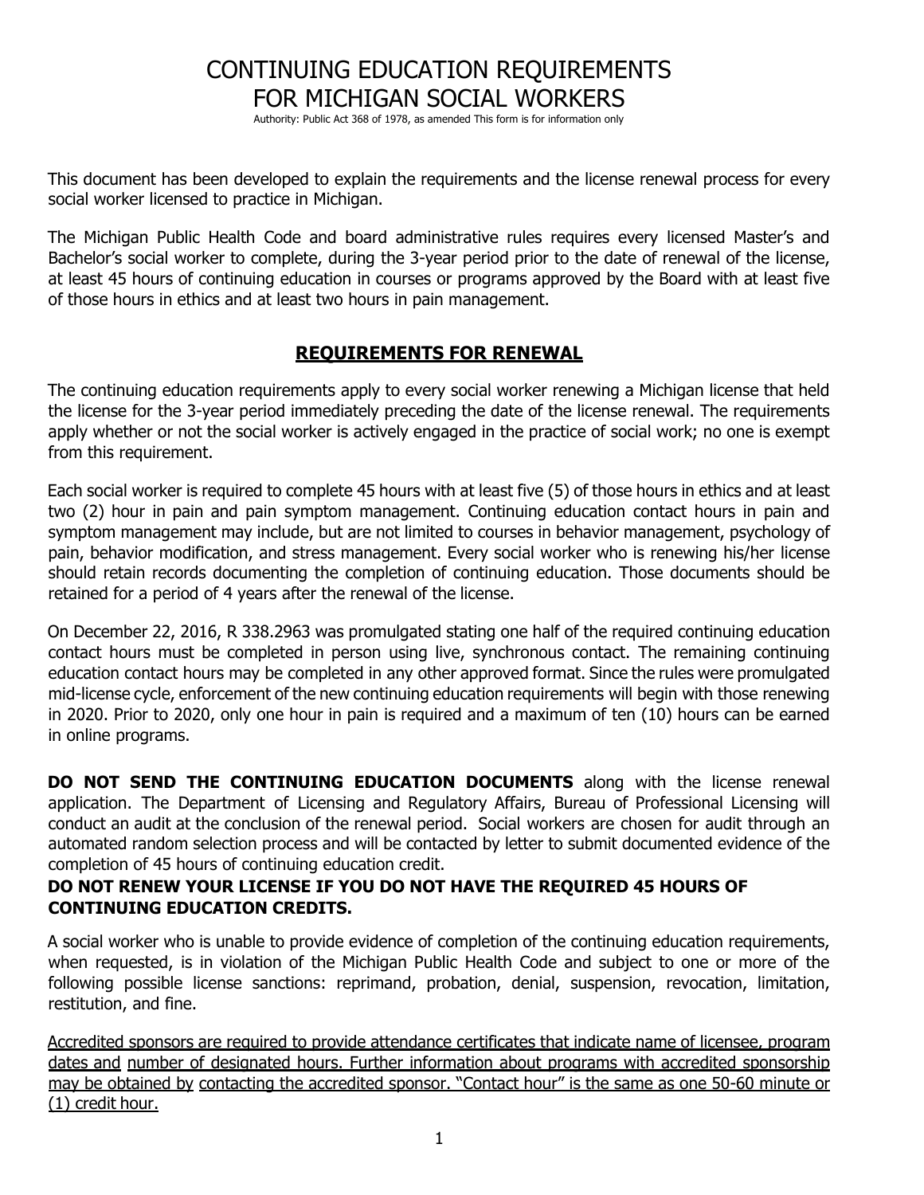# CONTINUING EDUCATION REQUIREMENTS FOR MICHIGAN SOCIAL WORKERS

Authority: Public Act 368 of 1978, as amended This form is for information only

This document has been developed to explain the requirements and the license renewal process for every social worker licensed to practice in Michigan.

The Michigan Public Health Code and board administrative rules requires every licensed Master's and Bachelor's social worker to complete, during the 3-year period prior to the date of renewal of the license, at least 45 hours of continuing education in courses or programs approved by the Board with at least five of those hours in ethics and at least two hours in pain management.

## REQUIREMENTS FOR RENEWAL

The continuing education requirements apply to every social worker renewing a Michigan license that held the license for the 3-year period immediately preceding the date of the license renewal. The requirements apply whether or not the social worker is actively engaged in the practice of social work; no one is exempt from this requirement.

Each social worker is required to complete 45 hours with at least five (5) of those hours in ethics and at least two (2) hour in pain and pain symptom management. Continuing education contact hours in pain and symptom management may include, but are not limited to courses in behavior management, psychology of pain, behavior modification, and stress management. Every social worker who is renewing his/her license should retain records documenting the completion of continuing education. Those documents should be retained for a period of 4 years after the renewal of the license.

On December 22, 2016, R 338.2963 was promulgated stating one half of the required continuing education contact hours must be completed in person using live, synchronous contact. The remaining continuing education contact hours may be completed in any other approved format. Since the rules were promulgated mid-license cycle, enforcement of the new continuing education requirements will begin with those renewing in 2020. Prior to 2020, only one hour in pain is required and a maximum of ten (10) hours can be earned in online programs.

**DO NOT SEND THE CONTINUING EDUCATION DOCUMENTS** along with the license renewal application. The Department of Licensing and Regulatory Affairs, Bureau of Professional Licensing will conduct an audit at the conclusion of the renewal period. Social workers are chosen for audit through an automated random selection process and will be contacted by letter to submit documented evidence of the completion of 45 hours of continuing education credit.

**DO NOT RENEW YOUR LICENSE IF YOU DO NOT HAVE THE REQUIRED 45 HOURS OF CONTINUING EDUCATION CREDITS.**

A social worker who is unable to provide evidence of completion of the continuing education requirements, when requested, is in violation of the Michigan Public Health Code and subject to one or more of the following possible license sanctions: reprimand, probation, denial, suspension, revocation, limitation, restitution, and fine.

Accredited sponsors are required to provide attendance certificates that indicate name of licensee, program dates and number of designated hours. Further information about programs with accredited sponsorship may be obtained by contacting the accredited sponsor. "Contact hour" is the same as one 50-60 minute or (1) credit hour.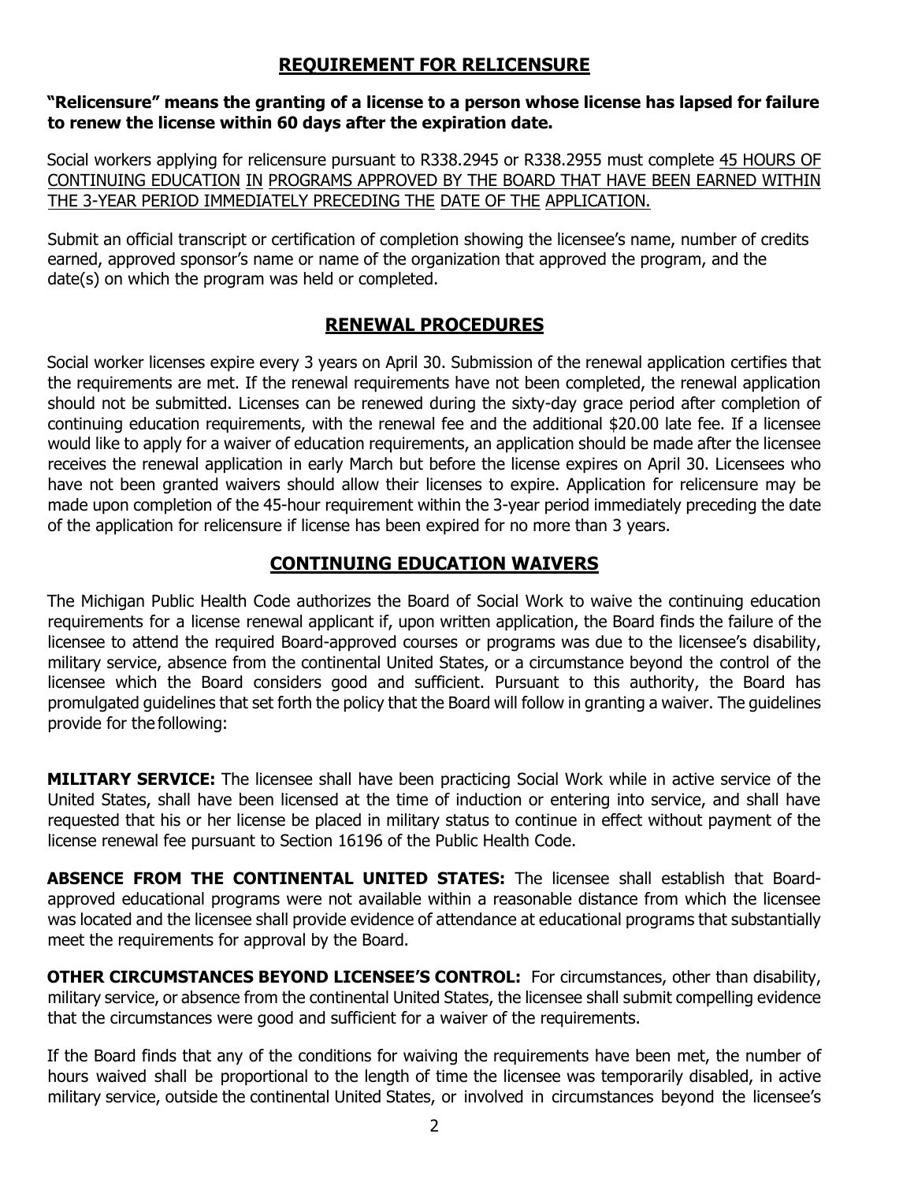## REQUIREMENT FOR RELICENSURE

**"Relicensure" means the granting of a license to a person whose license has lapsed for failure to renew the license within 60 days after the expiration date.**

Social workers applying for relicensure pursuant to R338.2945 or R338.2955 must complete 45 HOURS OF CONTINUING EDUCATION IN PROGRAMS APPROVED BY THE BOARD THAT HAVE BEEN EARNED WITHIN THE 3-YEAR PERIOD IMMEDIATELY PRECEDING THE DATE OF THE APPLICATION.

Submit an official transcript or certification of completion showing the licensee's name, number of credits earned, approved sponsor's name or name of the organization that approved the program, and the date(s) on which the program was held or completed.

## RENEWAL PROCEDURES

Social worker licenses expire every 3 years on April 30. Submission of the renewal application certifies that the requirements are met. If the renewal requirements have not been completed, the renewal application should not be submitted. Licenses can be renewed during the sixty-day grace period after completion of continuing education requirements, with the renewal fee and the additional $20.00 late fee. If a licensee would like to apply for a waiver of education requirements, an application should be made after the licensee receives the renewal application in early March but before the license expires on April 30. Licensees who have not been granted waivers should allow their licenses to expire. Application for relicensure may be made upon completion of the 45-hour requirement within the 3-year period immediately preceding the date of the application for relicensure if license has been expired for no more than 3 years.

## CONTINUING EDUCATION WAIVERS

The Michigan Public Health Code authorizes the Board of Social Work to waive the continuing education requirements for a license renewal applicant if, upon written application, the Board finds the failure of the licensee to attend the required Board-approved courses or programs was due to the licensee's disability, military service, absence from the continental United States, or a circumstance beyond the control of the licensee which the Board considers good and sufficient. Pursuant to this authority, the Board has promulgated guidelines that set forth the policy that the Board will follow in granting a waiver. The guidelines provide for the following:

**MILITARY SERVICE:** The licensee shall have been practicing Social Work while in active service of the United States, shall have been licensed at the time of induction or entering into service, and shall have requested that his or her license be placed in military status to continue in effect without payment of the license renewal fee pursuant to Section 16196 of the Public Health Code.

**ABSENCE FROM THE CONTINENTAL UNITED STATES:** The licensee shall establish that Board-approved educational programs were not available within a reasonable distance from which the licensee was located and the licensee shall provide evidence of attendance at educational programs that substantially meet the requirements for approval by the Board.

**OTHER CIRCUMSTANCES BEYOND LICENSEE'S CONTROL:** For circumstances, other than disability, military service, or absence from the continental United States, the licensee shall submit compelling evidence that the circumstances were good and sufficient for a waiver of the requirements.

If the Board finds that any of the conditions for waiving the requirements have been met, the number of hours waived shall be proportional to the length of time the licensee was temporarily disabled, in active military service, outside the continental United States, or involved in circumstances beyond the licensee's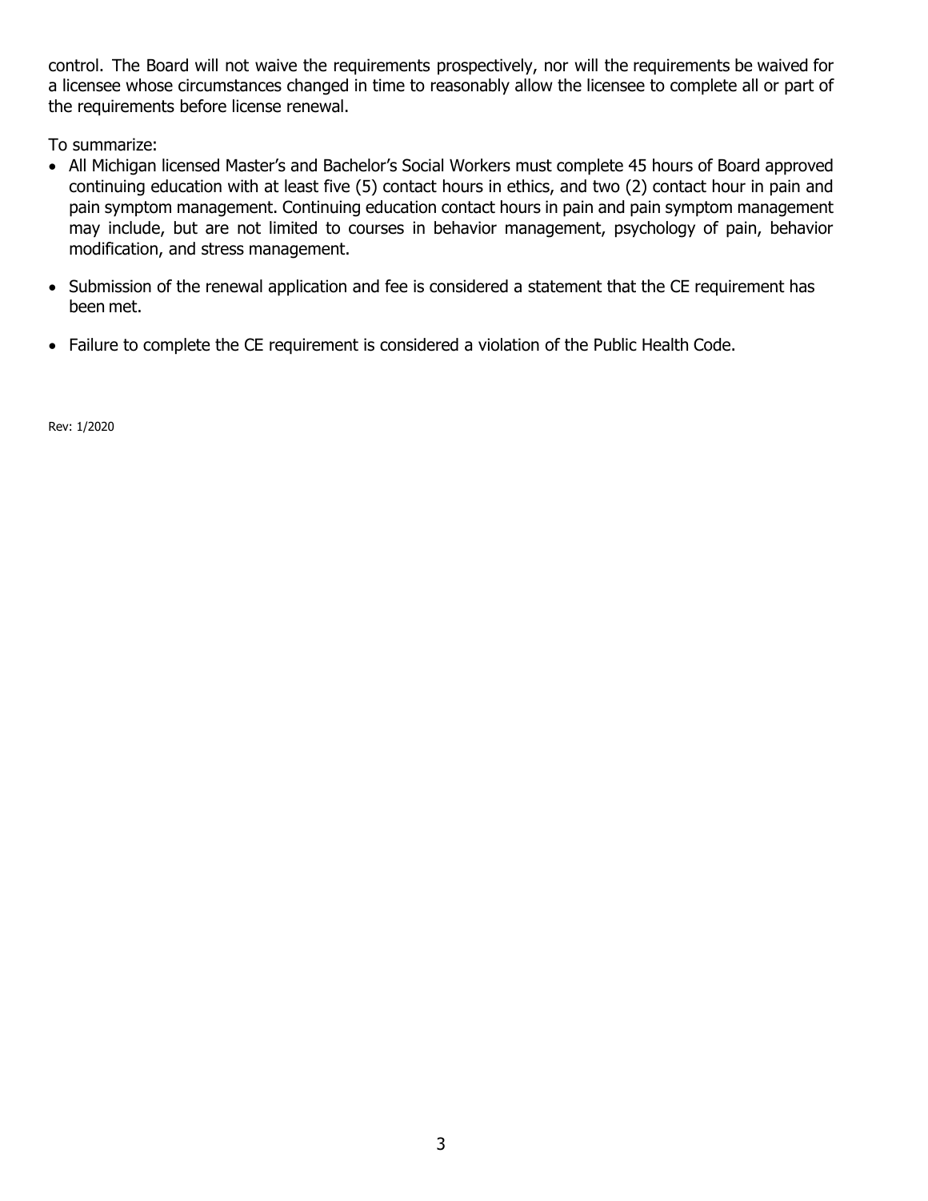control. The Board will not waive the requirements prospectively, nor will the requirements be waived for a licensee whose circumstances changed in time to reasonably allow the licensee to complete all or part of the requirements before license renewal.

To summarize:

- All Michigan licensed Master's and Bachelor's Social Workers must complete 45 hours of Board approved continuing education with at least five (5) contact hours in ethics, and two (2) contact hour in pain and pain symptom management. Continuing education contact hours in pain and pain symptom management may include, but are not limited to courses in behavior management, psychology of pain, behavior modification, and stress management.
- Submission of the renewal application and fee is considered a statement that the CE requirement has been met.
- Failure to complete the CE requirement is considered a violation of the Public Health Code.

Rev: 1/2020